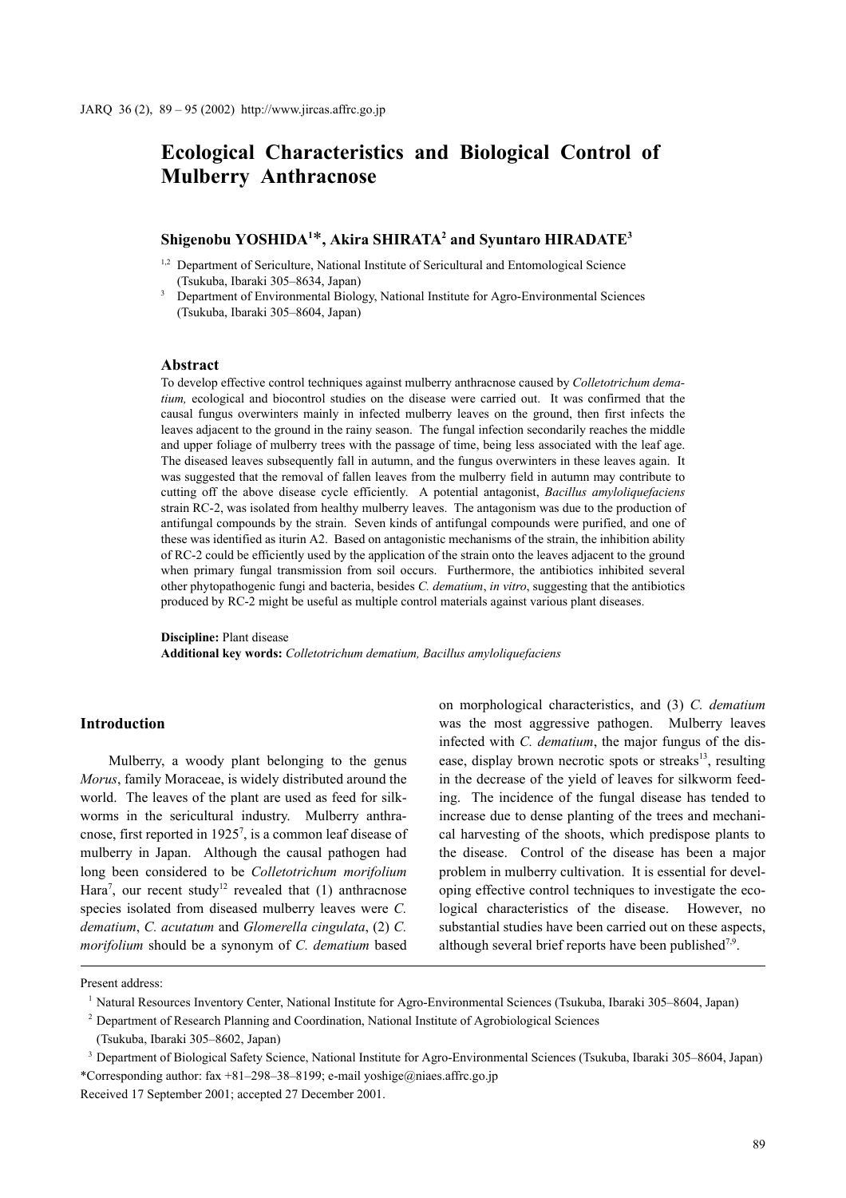# Ecological Characteristics and Biological Control of Mulberry Anthracnose

**Shigenobu YOSHIDA[1]*, Akira SHIRATA[2] and Syuntaro HIRADATE[3]**

[1,2] Department of Sericulture, National Institute of Sericultural and Entomological Science (Tsukuba, Ibaraki 305–8634, Japan)

[3] Department of Environmental Biology, National Institute for Agro-Environmental Sciences (Tsukuba, Ibaraki 305–8604, Japan)

## Abstract

To develop effective control techniques against mulberry anthracnose caused by *Colletotrichum dematium,* ecological and biocontrol studies on the disease were carried out. It was confirmed that the causal fungus overwinters mainly in infected mulberry leaves on the ground, then first infects the leaves adjacent to the ground in the rainy season. The fungal infection secondarily reaches the middle and upper foliage of mulberry trees with the passage of time, being less associated with the leaf age. The diseased leaves subsequently fall in autumn, and the fungus overwinters in these leaves again. It was suggested that the removal of fallen leaves from the mulberry field in autumn may contribute to cutting off the above disease cycle efficiently. A potential antagonist, *Bacillus amyloliquefaciens* strain RC-2, was isolated from healthy mulberry leaves. The antagonism was due to the production of antifungal compounds by the strain. Seven kinds of antifungal compounds were purified, and one of these was identified as iturin A2. Based on antagonistic mechanisms of the strain, the inhibition ability of RC-2 could be efficiently used by the application of the strain onto the leaves adjacent to the ground when primary fungal transmission from soil occurs. Furthermore, the antibiotics inhibited several other phytopathogenic fungi and bacteria, besides *C. dematium*, *in vitro*, suggesting that the antibiotics produced by RC-2 might be useful as multiple control materials against various plant diseases.

**Discipline:** Plant disease
**Additional key words:** *Colletotrichum dematium, Bacillus amyloliquefaciens*

## Introduction

Mulberry, a woody plant belonging to the genus *Morus*, family Moraceae, is widely distributed around the world. The leaves of the plant are used as feed for silkworms in the sericultural industry. Mulberry anthracnose, first reported in 1925[7], is a common leaf disease of mulberry in Japan. Although the causal pathogen had long been considered to be *Colletotrichum morifolium* Hara[7], our recent study[12] revealed that (1) anthracnose species isolated from diseased mulberry leaves were *C. dematium*, *C. acutatum* and *Glomerella cingulata*, (2) *C. morifolium* should be a synonym of *C. dematium* based on morphological characteristics, and (3) *C. dematium* was the most aggressive pathogen. Mulberry leaves infected with *C. dematium*, the major fungus of the disease, display brown necrotic spots or streaks[13], resulting in the decrease of the yield of leaves for silkworm feeding. The incidence of the fungal disease has tended to increase due to dense planting of the trees and mechanical harvesting of the shoots, which predispose plants to the disease. Control of the disease has been a major problem in mulberry cultivation. It is essential for developing effective control techniques to investigate the ecological characteristics of the disease. However, no substantial studies have been carried out on these aspects, although several brief reports have been published[7,9].

---

Present address:

[1] Natural Resources Inventory Center, National Institute for Agro-Environmental Sciences (Tsukuba, Ibaraki 305–8604, Japan)

[2] Department of Research Planning and Coordination, National Institute of Agrobiological Sciences (Tsukuba, Ibaraki 305–8602, Japan)

[3] Department of Biological Safety Science, National Institute for Agro-Environmental Sciences (Tsukuba, Ibaraki 305–8604, Japan)

*Corresponding author: fax +81–298–38–8199; e-mail yoshige@niaes.affrc.go.jp

Received 17 September 2001; accepted 27 December 2001.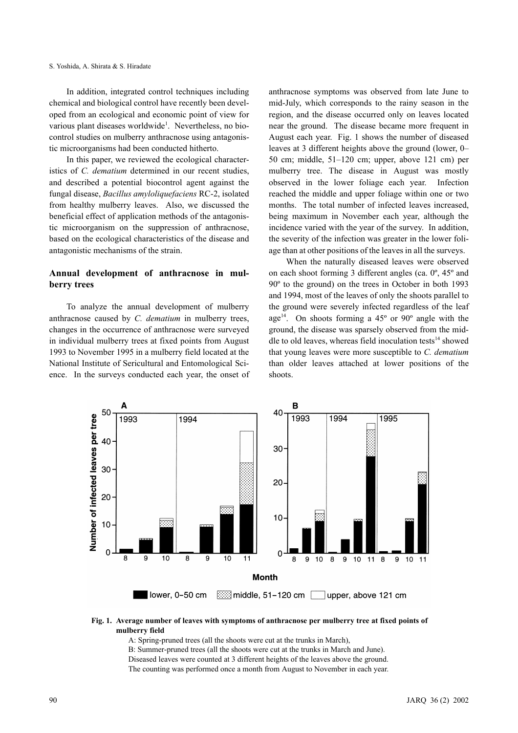In addition, integrated control techniques including chemical and biological control have recently been developed from an ecological and economic point of view for various plant diseases worldwide[1]. Nevertheless, no biocontrol studies on mulberry anthracnose using antagonistic microorganisms had been conducted hitherto.

In this paper, we reviewed the ecological characteristics of *C. dematium* determined in our recent studies, and described a potential biocontrol agent against the fungal disease, *Bacillus amyloliquefaciens* RC-2, isolated from healthy mulberry leaves. Also, we discussed the beneficial effect of application methods of the antagonistic microorganism on the suppression of anthracnose, based on the ecological characteristics of the disease and antagonistic mechanisms of the strain.

## Annual development of anthracnose in mulberry trees

To analyze the annual development of mulberry anthracnose caused by *C. dematium* in mulberry trees, changes in the occurrence of anthracnose were surveyed in individual mulberry trees at fixed points from August 1993 to November 1995 in a mulberry field located at the National Institute of Sericultural and Entomological Science. In the surveys conducted each year, the onset of anthracnose symptoms was observed from late June to mid-July, which corresponds to the rainy season in the region, and the disease occurred only on leaves located near the ground. The disease became more frequent in August each year. Fig. 1 shows the number of diseased leaves at 3 different heights above the ground (lower, 0–50 cm; middle, 51–120 cm; upper, above 121 cm) per mulberry tree. The disease in August was mostly observed in the lower foliage each year. Infection reached the middle and upper foliage within one or two months. The total number of infected leaves increased, being maximum in November each year, although the incidence varied with the year of the survey. In addition, the severity of the infection was greater in the lower foliage than at other positions of the leaves in all the surveys.

When the naturally diseased leaves were observed on each shoot forming 3 different angles (ca. 0º, 45º and 90º to the ground) on the trees in October in both 1993 and 1994, most of the leaves of only the shoots parallel to the ground were severely infected regardless of the leaf age[14]. On shoots forming a 45º or 90º angle with the ground, the disease was sparsely observed from the middle to old leaves, whereas field inoculation tests[14] showed that young leaves were more susceptible to *C. dematium* than older leaves attached at lower positions of the shoots.

**Fig. 1. Average number of leaves with symptoms of anthracnose per mulberry tree at fixed points of mulberry field**

A: Spring-pruned trees (all the shoots were cut at the trunks in March),
B: Summer-pruned trees (all the shoots were cut at the trunks in March and June).
Diseased leaves were counted at 3 different heights of the leaves above the ground.
The counting was performed once a month from August to November in each year.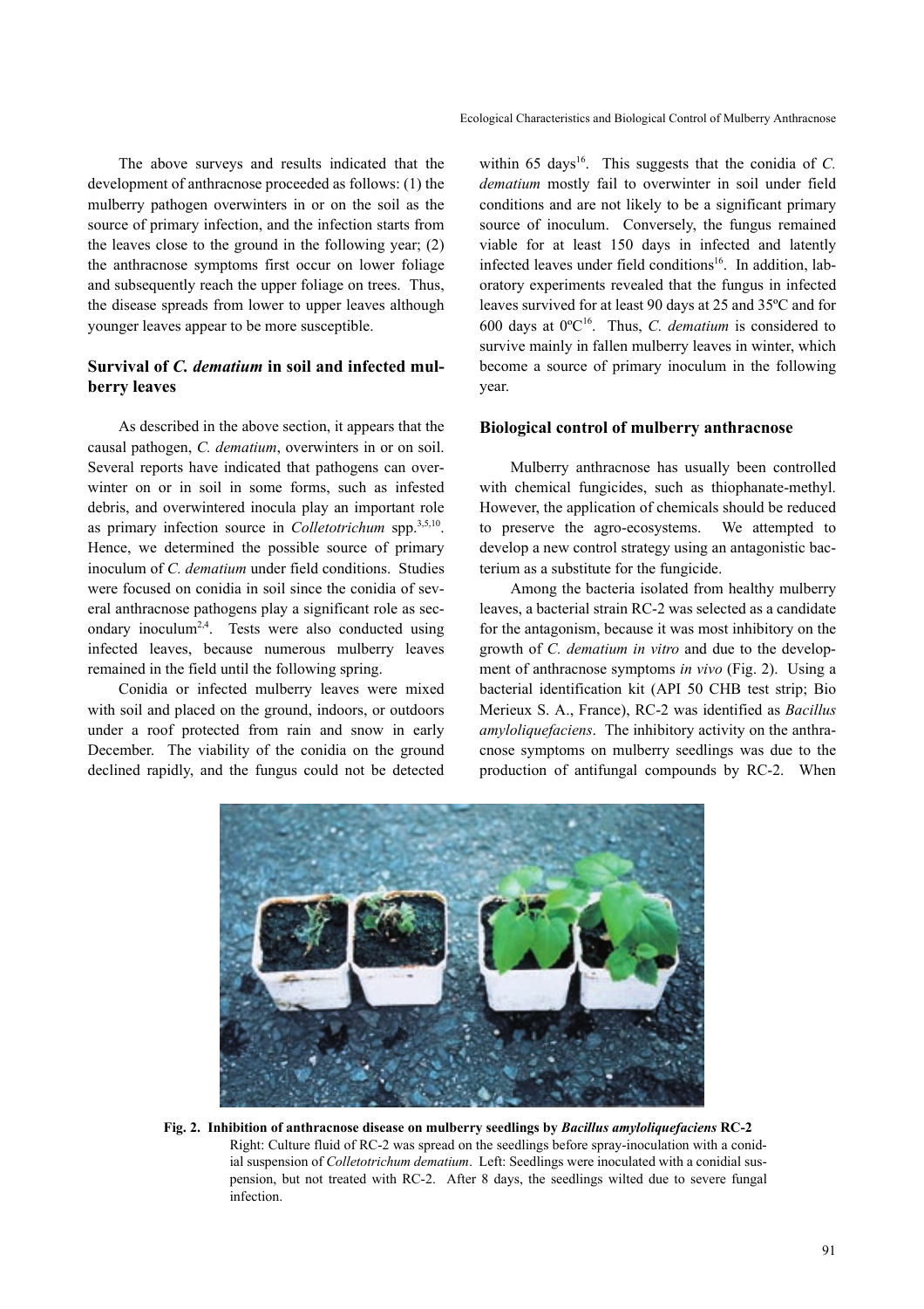The above surveys and results indicated that the development of anthracnose proceeded as follows: (1) the mulberry pathogen overwinters in or on the soil as the source of primary infection, and the infection starts from the leaves close to the ground in the following year; (2) the anthracnose symptoms first occur on lower foliage and subsequently reach the upper foliage on trees. Thus, the disease spreads from lower to upper leaves although younger leaves appear to be more susceptible.

## Survival of *C. dematium* in soil and infected mulberry leaves

As described in the above section, it appears that the causal pathogen, *C. dematium*, overwinters in or on soil. Several reports have indicated that pathogens can overwinter on or in soil in some forms, such as infested debris, and overwintered inocula play an important role as primary infection source in *Colletotrichum* spp.[3,5,10]. Hence, we determined the possible source of primary inoculum of *C. dematium* under field conditions. Studies were focused on conidia in soil since the conidia of several anthracnose pathogens play a significant role as secondary inoculum[2,4]. Tests were also conducted using infected leaves, because numerous mulberry leaves remained in the field until the following spring.

Conidia or infected mulberry leaves were mixed with soil and placed on the ground, indoors, or outdoors under a roof protected from rain and snow in early December. The viability of the conidia on the ground declined rapidly, and the fungus could not be detected within 65 days[16]. This suggests that the conidia of *C. dematium* mostly fail to overwinter in soil under field conditions and are not likely to be a significant primary source of inoculum. Conversely, the fungus remained viable for at least 150 days in infected and latently infected leaves under field conditions[16]. In addition, laboratory experiments revealed that the fungus in infected leaves survived for at least 90 days at 25 and 35ºC and for 600 days at 0ºC[16]. Thus, *C. dematium* is considered to survive mainly in fallen mulberry leaves in winter, which become a source of primary inoculum in the following year.

## Biological control of mulberry anthracnose

Mulberry anthracnose has usually been controlled with chemical fungicides, such as thiophanate-methyl. However, the application of chemicals should be reduced to preserve the agro-ecosystems. We attempted to develop a new control strategy using an antagonistic bacterium as a substitute for the fungicide.

Among the bacteria isolated from healthy mulberry leaves, a bacterial strain RC-2 was selected as a candidate for the antagonism, because it was most inhibitory on the growth of *C. dematium in vitro* and due to the development of anthracnose symptoms *in vivo* (Fig. 2). Using a bacterial identification kit (API 50 CHB test strip; Bio Merieux S. A., France), RC-2 was identified as *Bacillus amyloliquefaciens*. The inhibitory activity on the anthracnose symptoms on mulberry seedlings was due to the production of antifungal compounds by RC-2. When

**Fig. 2. Inhibition of anthracnose disease on mulberry seedlings by *Bacillus amyloliquefaciens* RC-2**
Right: Culture fluid of RC-2 was spread on the seedlings before spray-inoculation with a conidial suspension of *Colletotrichum dematium*. Left: Seedlings were inoculated with a conidial suspension, but not treated with RC-2. After 8 days, the seedlings wilted due to severe fungal infection.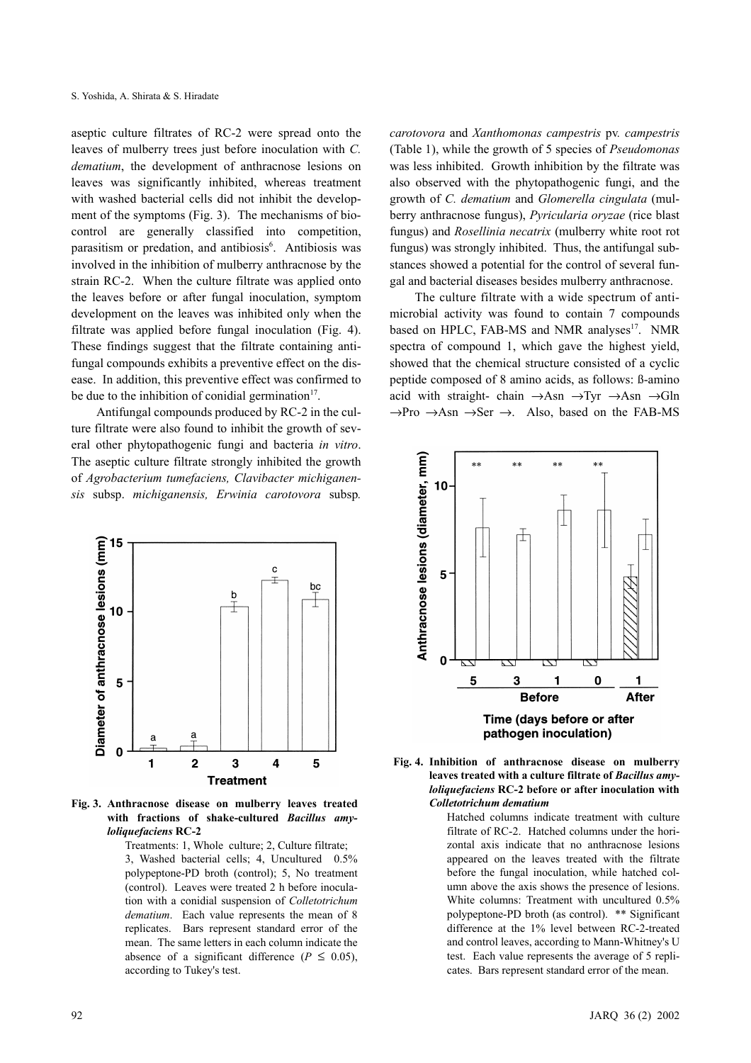aseptic culture filtrates of RC-2 were spread onto the leaves of mulberry trees just before inoculation with *C. dematium*, the development of anthracnose lesions on leaves was significantly inhibited, whereas treatment with washed bacterial cells did not inhibit the development of the symptoms (Fig. 3). The mechanisms of biocontrol are generally classified into competition, parasitism or predation, and antibiosis[6]. Antibiosis was involved in the inhibition of mulberry anthracnose by the strain RC-2. When the culture filtrate was applied onto the leaves before or after fungal inoculation, symptom development on the leaves was inhibited only when the filtrate was applied before fungal inoculation (Fig. 4). These findings suggest that the filtrate containing antifungal compounds exhibits a preventive effect on the disease. In addition, this preventive effect was confirmed to be due to the inhibition of conidial germination[17].

Antifungal compounds produced by RC-2 in the culture filtrate were also found to inhibit the growth of several other phytopathogenic fungi and bacteria *in vitro*. The aseptic culture filtrate strongly inhibited the growth of *Agrobacterium tumefaciens, Clavibacter michiganensis* subsp. *michiganensis, Erwinia carotovora* subsp. *carotovora* and *Xanthomonas campestris* pv. *campestris* (Table 1), while the growth of 5 species of *Pseudomonas* was less inhibited. Growth inhibition by the filtrate was also observed with the phytopathogenic fungi, and the growth of *C. dematium* and *Glomerella cingulata* (mulberry anthracnose fungus), *Pyricularia oryzae* (rice blast fungus) and *Rosellinia necatrix* (mulberry white root rot fungus) was strongly inhibited. Thus, the antifungal substances showed a potential for the control of several fungal and bacterial diseases besides mulberry anthracnose.

The culture filtrate with a wide spectrum of antimicrobial activity was found to contain 7 compounds based on HPLC, FAB-MS and NMR analyses[17]. NMR spectra of compound 1, which gave the highest yield, showed that the chemical structure consisted of a cyclic peptide composed of 8 amino acids, as follows: ß-amino acid with straight- chain →Asn →Tyr →Asn →Gln →Pro →Asn →Ser →. Also, based on the FAB-MS

**Fig. 3. Anthracnose disease on mulberry leaves treated with fractions of shake-cultured *Bacillus amyloliquefaciens* RC-2**

Treatments: 1, Whole culture; 2, Culture filtrate; 3, Washed bacterial cells; 4, Uncultured 0.5% polypeptone-PD broth (control); 5, No treatment (control). Leaves were treated 2 h before inoculation with a conidial suspension of *Colletotrichum dematium*. Each value represents the mean of 8 replicates. Bars represent standard error of the mean. The same letters in each column indicate the absence of a significant difference ($P \leq 0.05$), according to Tukey's test.

**Fig. 4. Inhibition of anthracnose disease on mulberry leaves treated with a culture filtrate of *Bacillus amyloliquefaciens* RC-2 before or after inoculation with *Colletotrichum dematium***

Hatched columns indicate treatment with culture filtrate of RC-2. Hatched columns under the horizontal axis indicate that no anthracnose lesions appeared on the leaves treated with the filtrate before the fungal inoculation, while hatched column above the axis shows the presence of lesions. White columns: Treatment with uncultured 0.5% polypeptone-PD broth (as control). ** Significant difference at the 1% level between RC-2-treated and control leaves, according to Mann-Whitney's U test. Each value represents the average of 5 replicates. Bars represent standard error of the mean.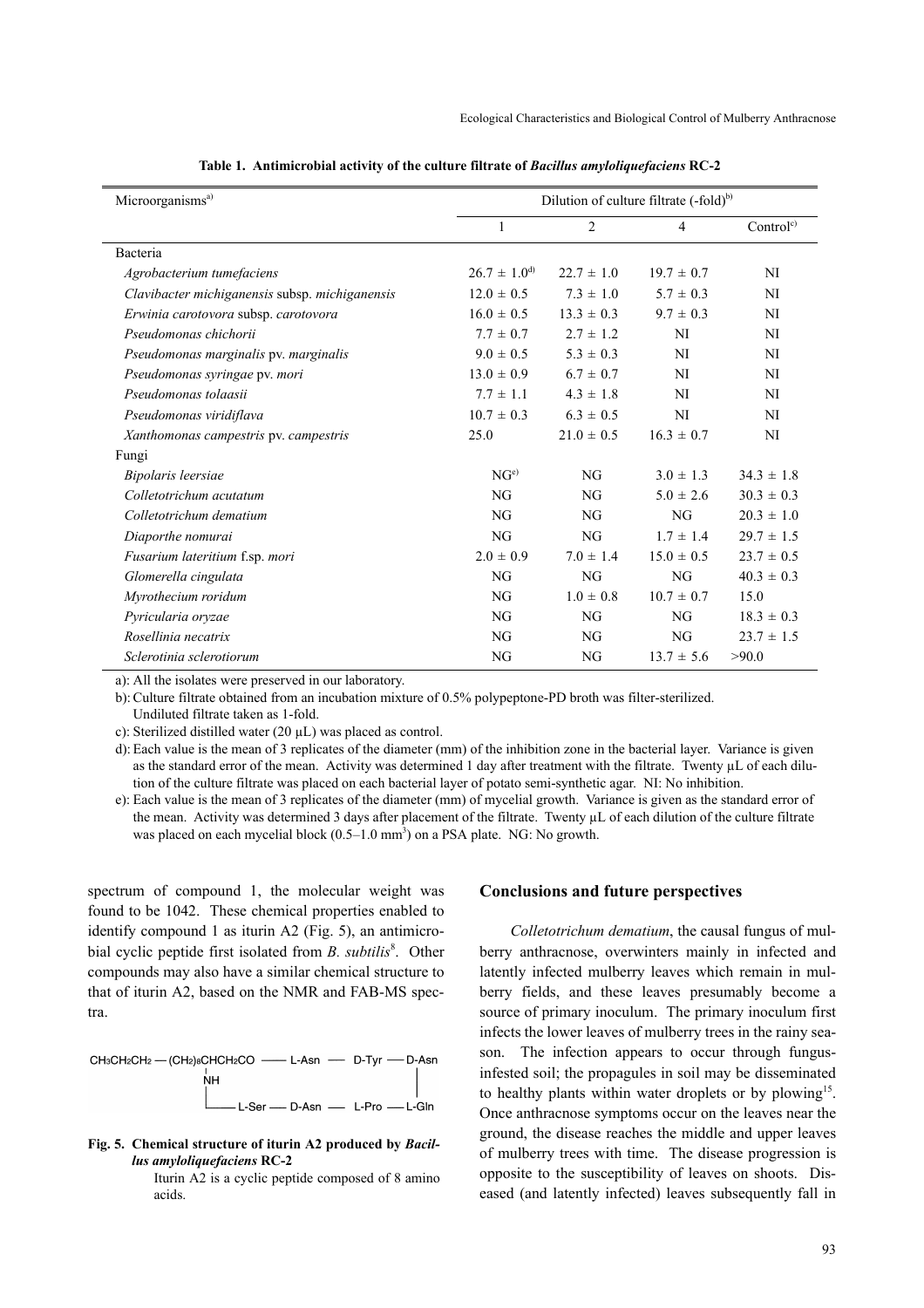**Table 1. Antimicrobial activity of the culture filtrate of *Bacillus amyloliquefaciens* RC-2**

| Microorganisms[a)] | Dilution of culture filtrate (-fold)[b)] | | | |
|---|---|---|---|---|
| | 1 | 2 | 4 | Control[c)] |
| Bacteria | | | | |
| *Agrobacterium tumefaciens* | 26.7 ± 1.0[d)] | 22.7 ± 1.0 | 19.7 ± 0.7 | NI |
| *Clavibacter michiganensis* subsp. *michiganensis* | 12.0 ± 0.5 | 7.3 ± 1.0 | 5.7 ± 0.3 | NI |
| *Erwinia carotovora* subsp. *carotovora* | 16.0 ± 0.5 | 13.3 ± 0.3 | 9.7 ± 0.3 | NI |
| *Pseudomonas chichorii* | 7.7 ± 0.7 | 2.7 ± 1.2 | NI | NI |
| *Pseudomonas marginalis* pv. *marginalis* | 9.0 ± 0.5 | 5.3 ± 0.3 | NI | NI |
| *Pseudomonas syringae* pv. *mori* | 13.0 ± 0.9 | 6.7 ± 0.7 | NI | NI |
| *Pseudomonas tolaasii* | 7.7 ± 1.1 | 4.3 ± 1.8 | NI | NI |
| *Pseudomonas viridiflava* | 10.7 ± 0.3 | 6.3 ± 0.5 | NI | NI |
| *Xanthomonas campestris* pv. *campestris* | 25.0 | 21.0 ± 0.5 | 16.3 ± 0.7 | NI |
| Fungi | | | | |
| *Bipolaris leersiae* | NG[e)] | NG | 3.0 ± 1.3 | 34.3 ± 1.8 |
| *Colletotrichum acutatum* | NG | NG | 5.0 ± 2.6 | 30.3 ± 0.3 |
| *Colletotrichum dematium* | NG | NG | NG | 20.3 ± 1.0 |
| *Diaporthe nomurai* | NG | NG | 1.7 ± 1.4 | 29.7 ± 1.5 |
| *Fusarium lateritium* f.sp. *mori* | 2.0 ± 0.9 | 7.0 ± 1.4 | 15.0 ± 0.5 | 23.7 ± 0.5 |
| *Glomerella cingulata* | NG | NG | NG | 40.3 ± 0.3 |
| *Myrothecium roridum* | NG | 1.0 ± 0.8 | 10.7 ± 0.7 | 15.0 |
| *Pyricularia oryzae* | NG | NG | NG | 18.3 ± 0.3 |
| *Rosellinia necatrix* | NG | NG | NG | 23.7 ± 1.5 |
| *Sclerotinia sclerotiorum* | NG | NG | 13.7 ± 5.6 | >90.0 |

a): All the isolates were preserved in our laboratory.

b): Culture filtrate obtained from an incubation mixture of 0.5% polypeptone-PD broth was filter-sterilized. Undiluted filtrate taken as 1-fold.

c): Sterilized distilled water (20 µL) was placed as control.

d): Each value is the mean of 3 replicates of the diameter (mm) of the inhibition zone in the bacterial layer. Variance is given as the standard error of the mean. Activity was determined 1 day after treatment with the filtrate. Twenty µL of each dilution of the culture filtrate was placed on each bacterial layer of potato semi-synthetic agar. NI: No inhibition.

e): Each value is the mean of 3 replicates of the diameter (mm) of mycelial growth. Variance is given as the standard error of the mean. Activity was determined 3 days after placement of the filtrate. Twenty µL of each dilution of the culture filtrate was placed on each mycelial block (0.5–1.0 $mm^3$) on a PSA plate. NG: No growth.

spectrum of compound 1, the molecular weight was found to be 1042. These chemical properties enabled to identify compound 1 as iturin A2 (Fig. 5), an antimicrobial cyclic peptide first isolated from *B. subtilis*[8]. Other compounds may also have a similar chemical structure to that of iturin A2, based on the NMR and FAB-MS spectra.

```
CH3CH2CH2 — (CH2)8CHCH2CO —— L-Asn —— D-Tyr —— D-Asn
                  |                                  |
                  NH                                 |
                  |                                  |
                  └——— L-Ser —— D-Asn —— L-Pro —— L-Gln
```

**Fig. 5. Chemical structure of iturin A2 produced by *Bacillus amyloliquefaciens* RC-2**

Iturin A2 is a cyclic peptide composed of 8 amino acids.

## Conclusions and future perspectives

*Colletotrichum dematium*, the causal fungus of mulberry anthracnose, overwinters mainly in infected and latently infected mulberry leaves which remain in mulberry fields, and these leaves presumably become a source of primary inoculum. The primary inoculum first infects the lower leaves of mulberry trees in the rainy season. The infection appears to occur through fungus-infested soil; the propagules in soil may be disseminated to healthy plants within water droplets or by plowing[15]. Once anthracnose symptoms occur on the leaves near the ground, the disease reaches the middle and upper leaves of mulberry trees with time. The disease progression is opposite to the susceptibility of leaves on shoots. Diseased (and latently infected) leaves subsequently fall in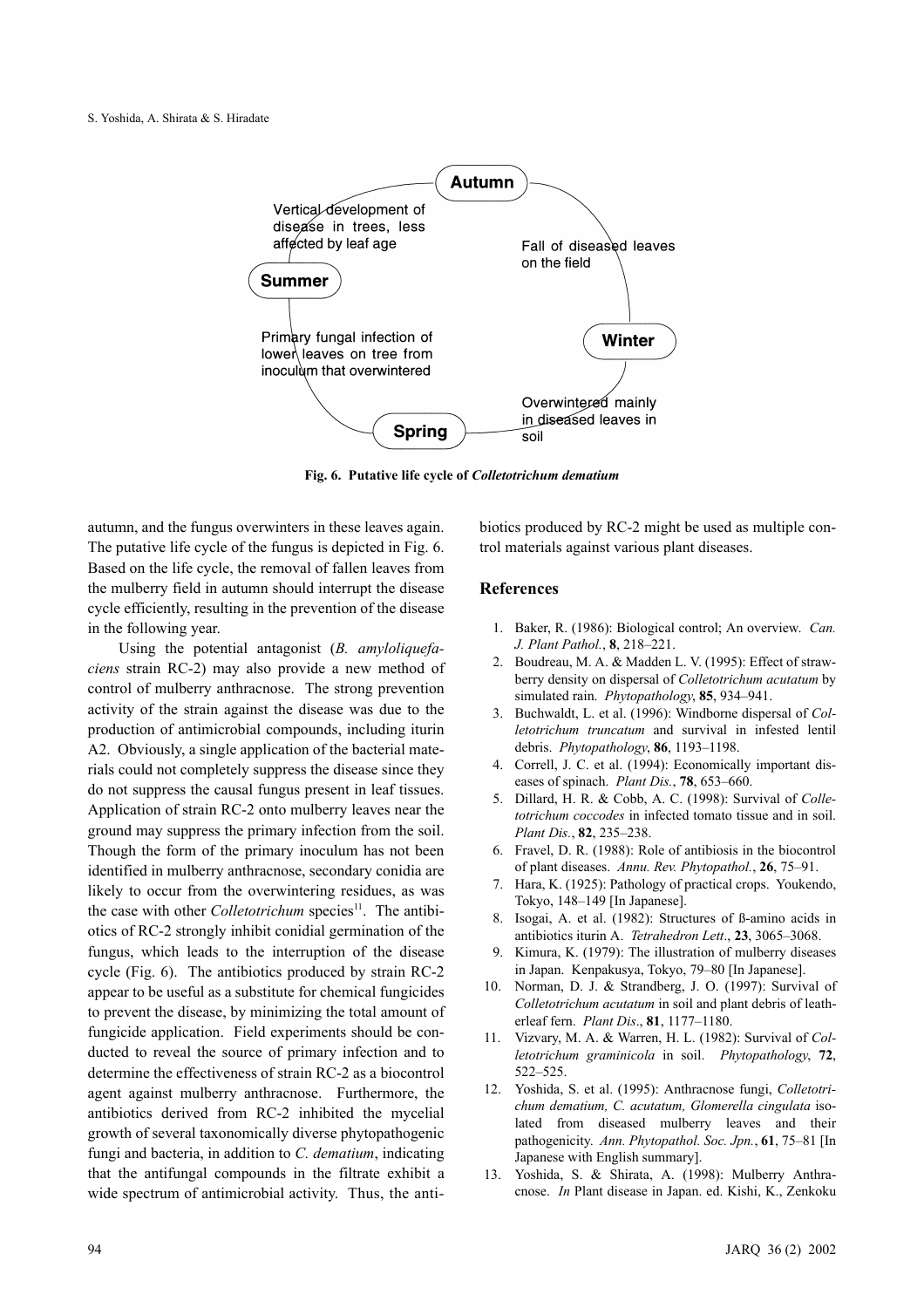Autumn

Vertical development of disease in trees, less affected by leaf age

Fall of diseased leaves on the field

Summer

Winter

Primary fungal infection of lower leaves on tree from inoculum that overwintered

Overwintered mainly in diseased leaves in soil

Spring

**Fig. 6. Putative life cycle of *Colletotrichum dematium***

autumn, and the fungus overwinters in these leaves again. The putative life cycle of the fungus is depicted in Fig. 6. Based on the life cycle, the removal of fallen leaves from the mulberry field in autumn should interrupt the disease cycle efficiently, resulting in the prevention of the disease in the following year.

Using the potential antagonist (*B. amyloliquefaciens* strain RC-2) may also provide a new method of control of mulberry anthracnose. The strong prevention activity of the strain against the disease was due to the production of antimicrobial compounds, including iturin A2. Obviously, a single application of the bacterial materials could not completely suppress the disease since they do not suppress the causal fungus present in leaf tissues. Application of strain RC-2 onto mulberry leaves near the ground may suppress the primary infection from the soil. Though the form of the primary inoculum has not been identified in mulberry anthracnose, secondary conidia are likely to occur from the overwintering residues, as was the case with other *Colletotrichum* species[11]. The antibiotics of RC-2 strongly inhibit conidial germination of the fungus, which leads to the interruption of the disease cycle (Fig. 6). The antibiotics produced by strain RC-2 appear to be useful as a substitute for chemical fungicides to prevent the disease, by minimizing the total amount of fungicide application. Field experiments should be conducted to reveal the source of primary infection and to determine the effectiveness of strain RC-2 as a biocontrol agent against mulberry anthracnose. Furthermore, the antibiotics derived from RC-2 inhibited the mycelial growth of several taxonomically diverse phytopathogenic fungi and bacteria, in addition to *C. dematium*, indicating that the antifungal compounds in the filtrate exhibit a wide spectrum of antimicrobial activity. Thus, the antibiotics produced by RC-2 might be used as multiple control materials against various plant diseases.

## References

1. Baker, R. (1986): Biological control; An overview. *Can. J. Plant Pathol.*, **8**, 218–221.
2. Boudreau, M. A. & Madden L. V. (1995): Effect of strawberry density on dispersal of *Colletotrichum acutatum* by simulated rain. *Phytopathology*, **85**, 934–941.
3. Buchwaldt, L. et al. (1996): Windborne dispersal of *Colletotrichum truncatum* and survival in infested lentil debris. *Phytopathology*, **86**, 1193–1198.
4. Correll, J. C. et al. (1994): Economically important diseases of spinach. *Plant Dis.*, **78**, 653–660.
5. Dillard, H. R. & Cobb, A. C. (1998): Survival of *Colletotrichum coccodes* in infected tomato tissue and in soil. *Plant Dis.*, **82**, 235–238.
6. Fravel, D. R. (1988): Role of antibiosis in the biocontrol of plant diseases. *Annu. Rev. Phytopathol.*, **26**, 75–91.
7. Hara, K. (1925): Pathology of practical crops. Youkendo, Tokyo, 148–149 [In Japanese].
8. Isogai, A. et al. (1982): Structures of ß-amino acids in antibiotics iturin A. *Tetrahedron Lett.*, **23**, 3065–3068.
9. Kimura, K. (1979): The illustration of mulberry diseases in Japan. Kenpakusya, Tokyo, 79–80 [In Japanese].
10. Norman, D. J. & Strandberg, J. O. (1997): Survival of *Colletotrichum acutatum* in soil and plant debris of leatherleaf fern. *Plant Dis*., **81**, 1177–1180.
11. Vizvary, M. A. & Warren, H. L. (1982): Survival of *Colletotrichum graminicola* in soil. *Phytopathology*, **72**, 522–525.
12. Yoshida, S. et al. (1995): Anthracnose fungi, *Colletotrichum dematium, C. acutatum, Glomerella cingulata* isolated from diseased mulberry leaves and their pathogenicity. *Ann. Phytopathol. Soc. Jpn.*, **61**, 75–81 [In Japanese with English summary].
13. Yoshida, S. & Shirata, A. (1998): Mulberry Anthracnose. *In* Plant disease in Japan. ed. Kishi, K., Zenkoku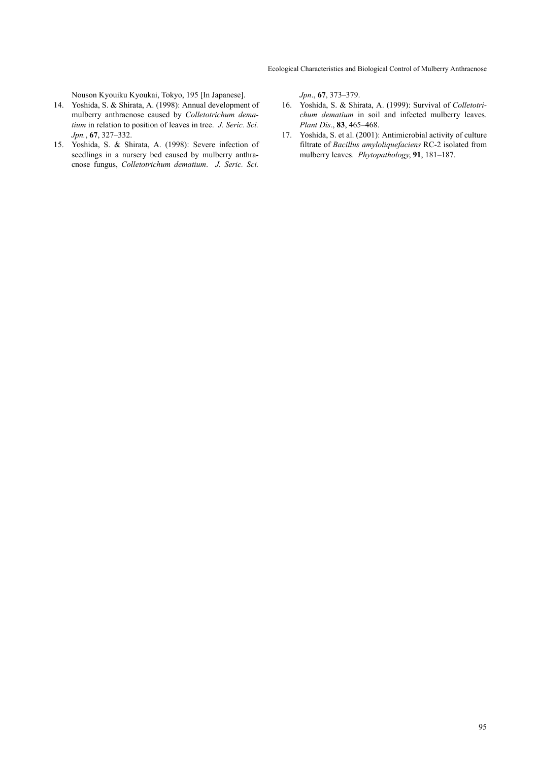Nouson Kyouiku Kyoukai, Tokyo, 195 [In Japanese].

14. Yoshida, S. & Shirata, A. (1998): Annual development of mulberry anthracnose caused by *Colletotrichum dematium* in relation to position of leaves in tree. *J. Seric. Sci. Jpn.*, **67**, 327–332.
15. Yoshida, S. & Shirata, A. (1998): Severe infection of seedlings in a nursery bed caused by mulberry anthracnose fungus, *Colletotrichum dematium*. *J. Seric. Sci. Jpn*., **67**, 373–379.
16. Yoshida, S. & Shirata, A. (1999): Survival of *Colletotrichum dematium* in soil and infected mulberry leaves. *Plant Dis*., **83**, 465–468.
17. Yoshida, S. et al. (2001): Antimicrobial activity of culture filtrate of *Bacillus amyloliquefaciens* RC-2 isolated from mulberry leaves. *Phytopathology*, **91**, 181–187.